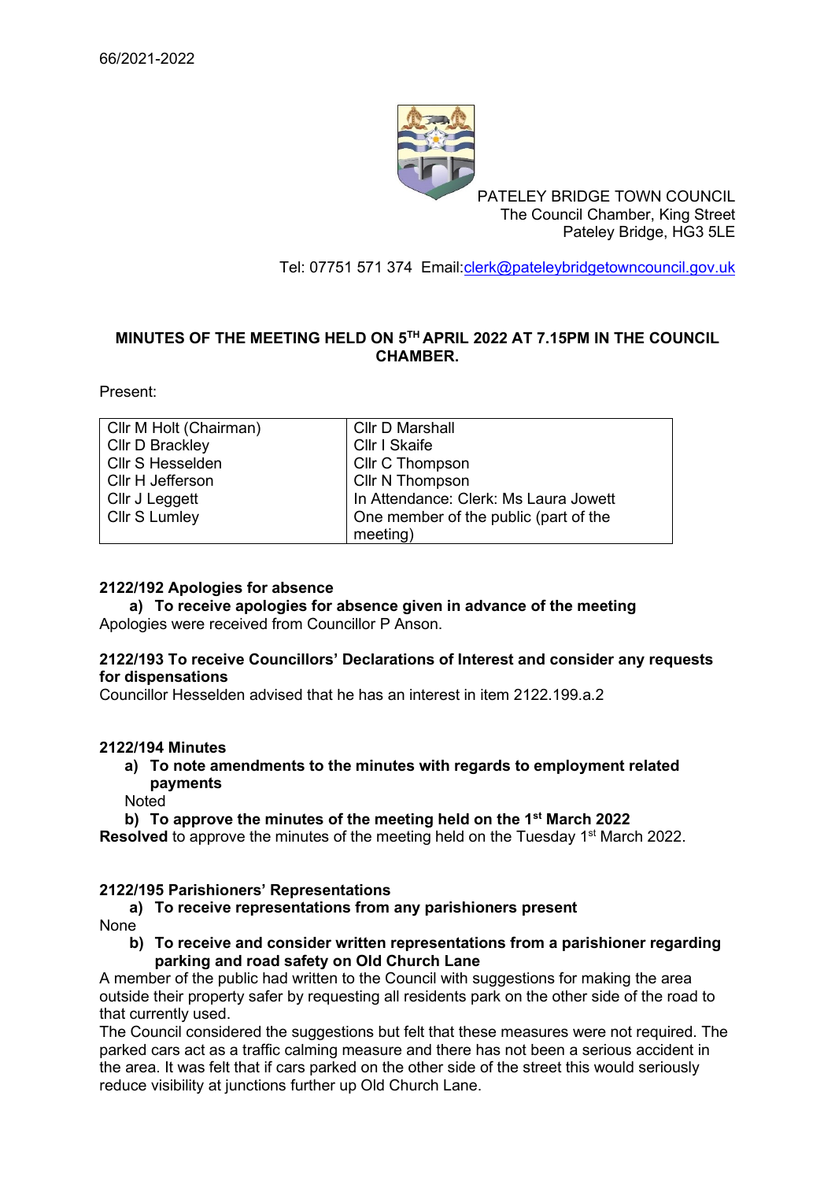66/2021-2022

PATELEY BRIDGE TOWN COUNCIL
The Council Chamber, King Street
Pateley Bridge, HG3 5LE

Tel: 07751 571 374 Email:clerk@pateleybridgetowncouncil.gov.uk

**MINUTES OF THE MEETING HELD ON 5TH APRIL 2022 AT 7.15PM IN THE COUNCIL CHAMBER.**

Present:

| | |
|---|---|
| Cllr M Holt (Chairman) | Cllr D Marshall |
| Cllr D Brackley | Cllr I Skaife |
| Cllr S Hesselden | Cllr C Thompson |
| Cllr H Jefferson | Cllr N Thompson |
| Cllr J Leggett | In Attendance: Clerk: Ms Laura Jowett |
| Cllr S Lumley | One member of the public (part of the meeting) |

**2122/192 Apologies for absence**

**a) To receive apologies for absence given in advance of the meeting**

Apologies were received from Councillor P Anson.

**2122/193 To receive Councillors' Declarations of Interest and consider any requests for dispensations**

Councillor Hesselden advised that he has an interest in item 2122.199.a.2

**2122/194 Minutes**

**a) To note amendments to the minutes with regards to employment related payments**

Noted

**b) To approve the minutes of the meeting held on the 1st March 2022**

**Resolved** to approve the minutes of the meeting held on the Tuesday 1st March 2022.

**2122/195 Parishioners' Representations**

**a) To receive representations from any parishioners present**

None

**b) To receive and consider written representations from a parishioner regarding parking and road safety on Old Church Lane**

A member of the public had written to the Council with suggestions for making the area outside their property safer by requesting all residents park on the other side of the road to that currently used.

The Council considered the suggestions but felt that these measures were not required. The parked cars act as a traffic calming measure and there has not been a serious accident in the area. It was felt that if cars parked on the other side of the street this would seriously reduce visibility at junctions further up Old Church Lane.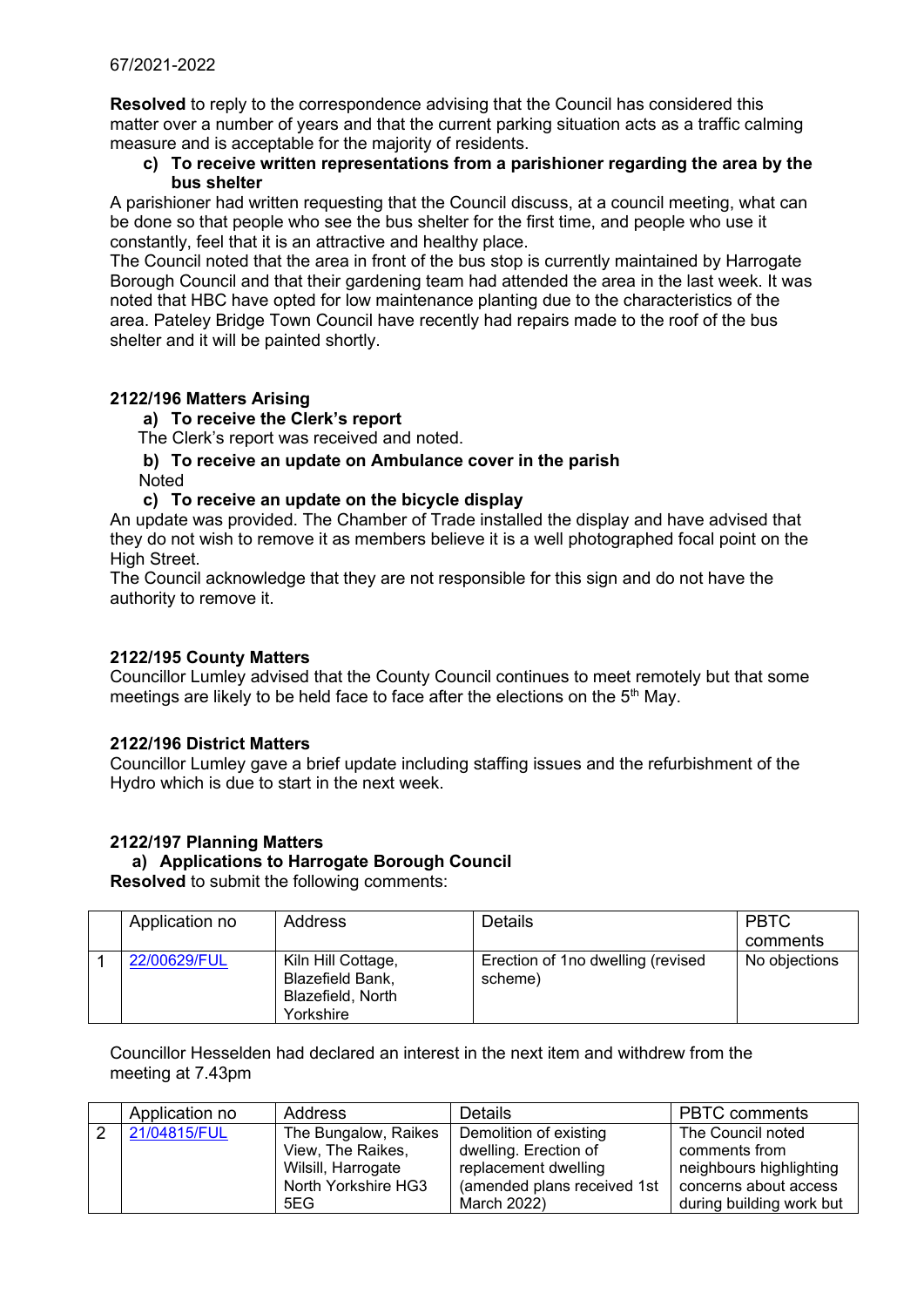67/2021-2022

**Resolved** to reply to the correspondence advising that the Council has considered this matter over a number of years and that the current parking situation acts as a traffic calming measure and is acceptable for the majority of residents.

**c) To receive written representations from a parishioner regarding the area by the bus shelter**

A parishioner had written requesting that the Council discuss, at a council meeting, what can be done so that people who see the bus shelter for the first time, and people who use it constantly, feel that it is an attractive and healthy place.

The Council noted that the area in front of the bus stop is currently maintained by Harrogate Borough Council and that their gardening team had attended the area in the last week. It was noted that HBC have opted for low maintenance planting due to the characteristics of the area. Pateley Bridge Town Council have recently had repairs made to the roof of the bus shelter and it will be painted shortly.

### 2122/196 Matters Arising

**a) To receive the Clerk's report**

The Clerk's report was received and noted.

**b) To receive an update on Ambulance cover in the parish**

Noted

**c) To receive an update on the bicycle display**

An update was provided. The Chamber of Trade installed the display and have advised that they do not wish to remove it as members believe it is a well photographed focal point on the High Street.

The Council acknowledge that they are not responsible for this sign and do not have the authority to remove it.

### 2122/195 County Matters

Councillor Lumley advised that the County Council continues to meet remotely but that some meetings are likely to be held face to face after the elections on the 5th May.

### 2122/196 District Matters

Councillor Lumley gave a brief update including staffing issues and the refurbishment of the Hydro which is due to start in the next week.

### 2122/197 Planning Matters

**a) Applications to Harrogate Borough Council**

**Resolved** to submit the following comments:

| | Application no | Address | Details | PBTC comments |
|---|---|---|---|---|
| 1 | 22/00629/FUL | Kiln Hill Cottage, Blazefield Bank, Blazefield, North Yorkshire | Erection of 1no dwelling (revised scheme) | No objections |

Councillor Hesselden had declared an interest in the next item and withdrew from the meeting at 7.43pm

| | Application no | Address | Details | PBTC comments |
|---|---|---|---|---|
| 2 | 21/04815/FUL | The Bungalow, Raikes View, The Raikes, Wilsill, Harrogate North Yorkshire HG3 5EG | Demolition of existing dwelling. Erection of replacement dwelling (amended plans received 1st March 2022) | The Council noted comments from neighbours highlighting concerns about access during building work but |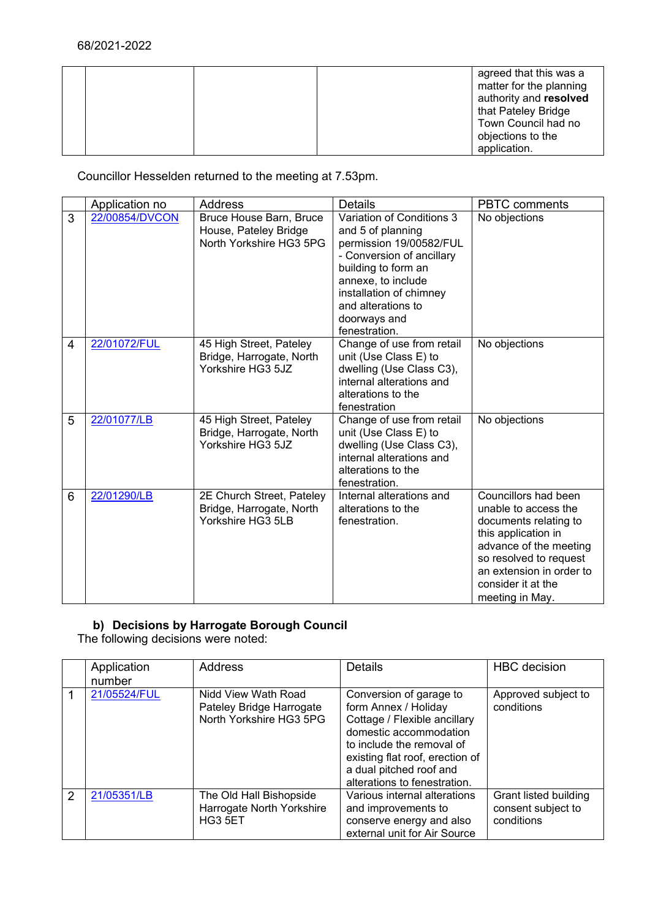68/2021-2022

| | | | | |
|---|---|---|---|---|
| | | | | agreed that this was a matter for the planning authority and **resolved** that Pateley Bridge Town Council had no objections to the application. |

Councillor Hesselden returned to the meeting at 7.53pm.

| | Application no | Address | Details | PBTC comments |
|---|---|---|---|---|
| 3 | 22/00854/DVCON | Bruce House Barn, Bruce House, Pateley Bridge North Yorkshire HG3 5PG | Variation of Conditions 3 and 5 of planning permission 19/00582/FUL - Conversion of ancillary building to form an annexe, to include installation of chimney and alterations to doorways and fenestration. | No objections |
| 4 | 22/01072/FUL | 45 High Street, Pateley Bridge, Harrogate, North Yorkshire HG3 5JZ | Change of use from retail unit (Use Class E) to dwelling (Use Class C3), internal alterations and alterations to the fenestration | No objections |
| 5 | 22/01077/LB | 45 High Street, Pateley Bridge, Harrogate, North Yorkshire HG3 5JZ | Change of use from retail unit (Use Class E) to dwelling (Use Class C3), internal alterations and alterations to the fenestration. | No objections |
| 6 | 22/01290/LB | 2E Church Street, Pateley Bridge, Harrogate, North Yorkshire HG3 5LB | Internal alterations and alterations to the fenestration. | Councillors had been unable to access the documents relating to this application in advance of the meeting so resolved to request an extension in order to consider it at the meeting in May. |

**b) Decisions by Harrogate Borough Council**

The following decisions were noted:

| | Application number | Address | Details | HBC decision |
|---|---|---|---|---|
| 1 | 21/05524/FUL | Nidd View Wath Road Pateley Bridge Harrogate North Yorkshire HG3 5PG | Conversion of garage to form Annex / Holiday Cottage / Flexible ancillary domestic accommodation to include the removal of existing flat roof, erection of a dual pitched roof and alterations to fenestration. | Approved subject to conditions |
| 2 | 21/05351/LB | The Old Hall Bishopside Harrogate North Yorkshire HG3 5ET | Various internal alterations and improvements to conserve energy and also external unit for Air Source | Grant listed building consent subject to conditions |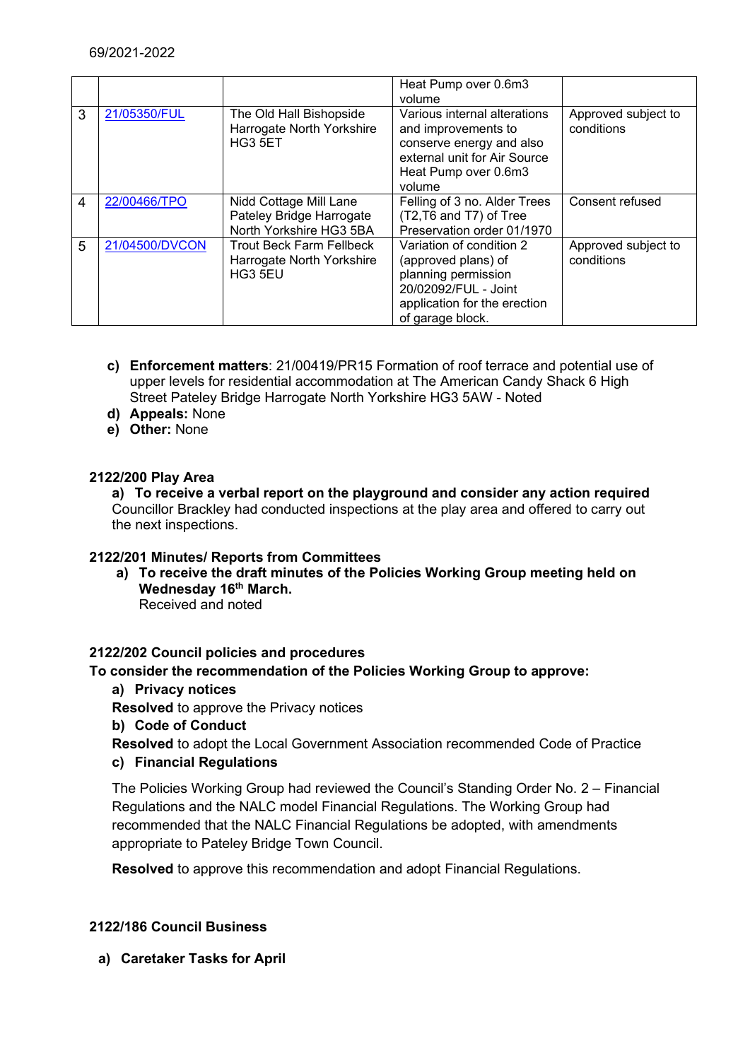69/2021-2022

| | | | | |
|---|---|---|---|---|
| | | | Heat Pump over 0.6m3 volume | |
| 3 | 21/05350/FUL | The Old Hall Bishopside Harrogate North Yorkshire HG3 5ET | Various internal alterations and improvements to conserve energy and also external unit for Air Source Heat Pump over 0.6m3 volume | Approved subject to conditions |
| 4 | 22/00466/TPO | Nidd Cottage Mill Lane Pateley Bridge Harrogate North Yorkshire HG3 5BA | Felling of 3 no. Alder Trees (T2,T6 and T7) of Tree Preservation order 01/1970 | Consent refused |
| 5 | 21/04500/DVCON | Trout Beck Farm Fellbeck Harrogate North Yorkshire HG3 5EU | Variation of condition 2 (approved plans) of planning permission 20/02092/FUL - Joint application for the erection of garage block. | Approved subject to conditions |

c) **Enforcement matters**: 21/00419/PR15 Formation of roof terrace and potential use of upper levels for residential accommodation at The American Candy Shack 6 High Street Pateley Bridge Harrogate North Yorkshire HG3 5AW - Noted

d) **Appeals:** None

e) **Other:** None

**2122/200 Play Area**

**a) To receive a verbal report on the playground and consider any action required**

Councillor Brackley had conducted inspections at the play area and offered to carry out the next inspections.

**2122/201 Minutes/ Reports from Committees**

a) **To receive the draft minutes of the Policies Working Group meeting held on Wednesday 16th March.**

Received and noted

**2122/202 Council policies and procedures**

**To consider the recommendation of the Policies Working Group to approve:**

**a) Privacy notices**

**Resolved** to approve the Privacy notices

**b) Code of Conduct**

**Resolved** to adopt the Local Government Association recommended Code of Practice

**c) Financial Regulations**

The Policies Working Group had reviewed the Council's Standing Order No. 2 – Financial Regulations and the NALC model Financial Regulations. The Working Group had recommended that the NALC Financial Regulations be adopted, with amendments appropriate to Pateley Bridge Town Council.

**Resolved** to approve this recommendation and adopt Financial Regulations.

**2122/186 Council Business**

**a) Caretaker Tasks for April**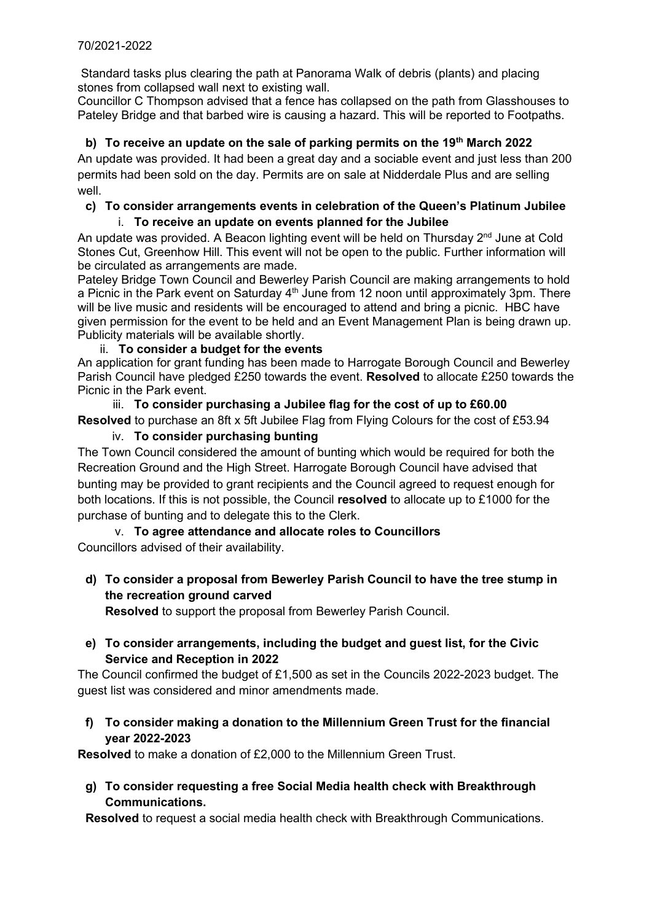70/2021-2022

Standard tasks plus clearing the path at Panorama Walk of debris (plants) and placing stones from collapsed wall next to existing wall.
Councillor C Thompson advised that a fence has collapsed on the path from Glasshouses to Pateley Bridge and that barbed wire is causing a hazard. This will be reported to Footpaths.

**b) To receive an update on the sale of parking permits on the 19th March 2022**

An update was provided. It had been a great day and a sociable event and just less than 200 permits had been sold on the day. Permits are on sale at Nidderdale Plus and are selling well.

**c) To consider arrangements events in celebration of the Queen's Platinum Jubilee**

i. **To receive an update on events planned for the Jubilee**

An update was provided. A Beacon lighting event will be held on Thursday 2nd June at Cold Stones Cut, Greenhow Hill. This event will not be open to the public. Further information will be circulated as arrangements are made.

Pateley Bridge Town Council and Bewerley Parish Council are making arrangements to hold a Picnic in the Park event on Saturday 4th June from 12 noon until approximately 3pm. There will be live music and residents will be encouraged to attend and bring a picnic. HBC have given permission for the event to be held and an Event Management Plan is being drawn up. Publicity materials will be available shortly.

ii. **To consider a budget for the events**

An application for grant funding has been made to Harrogate Borough Council and Bewerley Parish Council have pledged £250 towards the event. **Resolved** to allocate £250 towards the Picnic in the Park event.

iii. **To consider purchasing a Jubilee flag for the cost of up to £60.00**

**Resolved** to purchase an 8ft x 5ft Jubilee Flag from Flying Colours for the cost of £53.94

iv. **To consider purchasing bunting**

The Town Council considered the amount of bunting which would be required for both the Recreation Ground and the High Street. Harrogate Borough Council have advised that bunting may be provided to grant recipients and the Council agreed to request enough for both locations. If this is not possible, the Council **resolved** to allocate up to £1000 for the purchase of bunting and to delegate this to the Clerk.

v. **To agree attendance and allocate roles to Councillors**

Councillors advised of their availability.

**d) To consider a proposal from Bewerley Parish Council to have the tree stump in the recreation ground carved**

**Resolved** to support the proposal from Bewerley Parish Council.

**e) To consider arrangements, including the budget and guest list, for the Civic Service and Reception in 2022**

The Council confirmed the budget of £1,500 as set in the Councils 2022-2023 budget. The guest list was considered and minor amendments made.

**f) To consider making a donation to the Millennium Green Trust for the financial year 2022-2023**

**Resolved** to make a donation of £2,000 to the Millennium Green Trust.

**g) To consider requesting a free Social Media health check with Breakthrough Communications.**

**Resolved** to request a social media health check with Breakthrough Communications.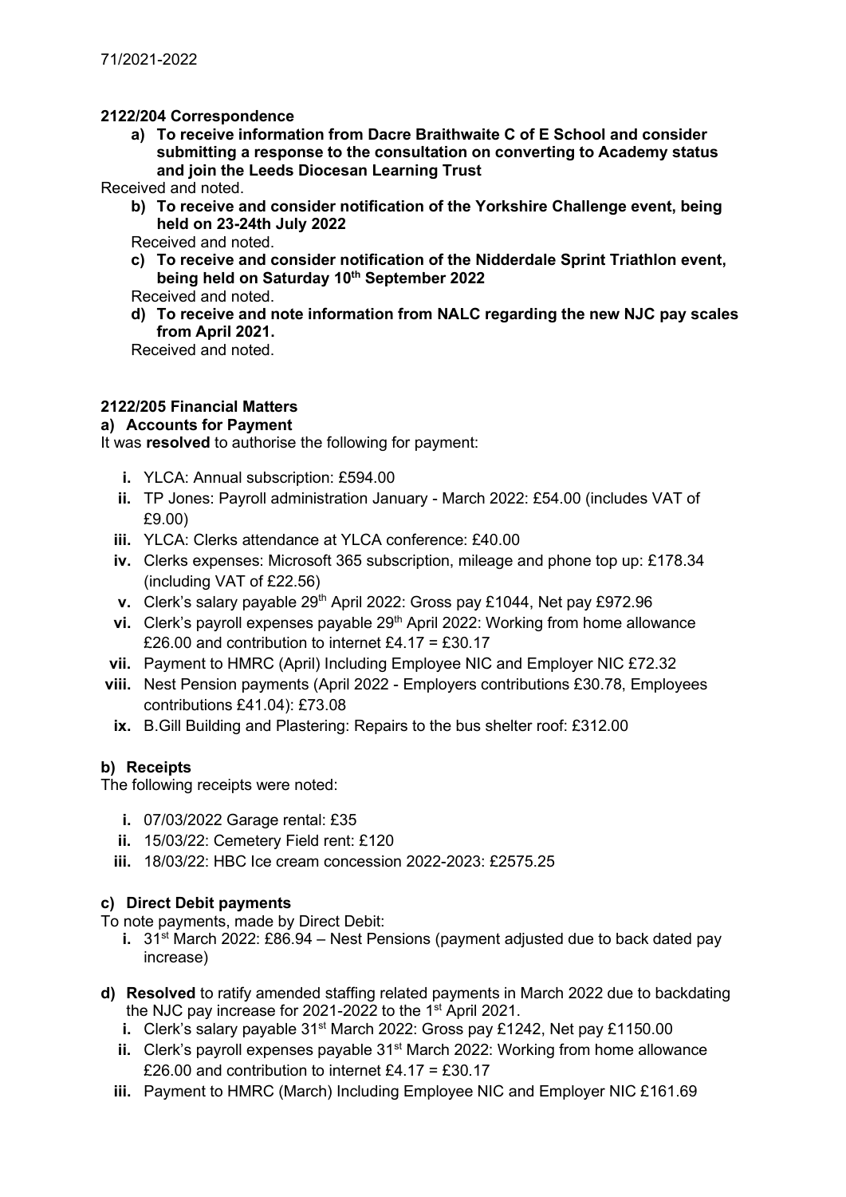71/2021-2022

**2122/204 Correspondence**

a) **To receive information from Dacre Braithwaite C of E School and consider submitting a response to the consultation on converting to Academy status and join the Leeds Diocesan Learning Trust**

Received and noted.

b) **To receive and consider notification of the Yorkshire Challenge event, being held on 23-24th July 2022**

Received and noted.

c) **To receive and consider notification of the Nidderdale Sprint Triathlon event, being held on Saturday 10th September 2022**

Received and noted.

d) **To receive and note information from NALC regarding the new NJC pay scales from April 2021.**

Received and noted.

**2122/205 Financial Matters**

**a) Accounts for Payment**

It was **resolved** to authorise the following for payment:

i. YLCA: Annual subscription: £594.00
ii. TP Jones: Payroll administration January - March 2022: £54.00 (includes VAT of £9.00)
iii. YLCA: Clerks attendance at YLCA conference: £40.00
iv. Clerks expenses: Microsoft 365 subscription, mileage and phone top up: £178.34 (including VAT of £22.56)
v. Clerk's salary payable 29th April 2022: Gross pay £1044, Net pay £972.96
vi. Clerk's payroll expenses payable 29th April 2022: Working from home allowance £26.00 and contribution to internet £4.17 = £30.17
vii. Payment to HMRC (April) Including Employee NIC and Employer NIC £72.32
viii. Nest Pension payments (April 2022 - Employers contributions £30.78, Employees contributions £41.04): £73.08
ix. B.Gill Building and Plastering: Repairs to the bus shelter roof: £312.00

**b) Receipts**

The following receipts were noted:

i. 07/03/2022 Garage rental: £35
ii. 15/03/22: Cemetery Field rent: £120
iii. 18/03/22: HBC Ice cream concession 2022-2023: £2575.25

**c) Direct Debit payments**

To note payments, made by Direct Debit:

i. 31st March 2022: £86.94 – Nest Pensions (payment adjusted due to back dated pay increase)

**d) Resolved** to ratify amended staffing related payments in March 2022 due to backdating the NJC pay increase for 2021-2022 to the 1st April 2021.

i. Clerk's salary payable 31st March 2022: Gross pay £1242, Net pay £1150.00
ii. Clerk's payroll expenses payable 31st March 2022: Working from home allowance £26.00 and contribution to internet £4.17 = £30.17
iii. Payment to HMRC (March) Including Employee NIC and Employer NIC £161.69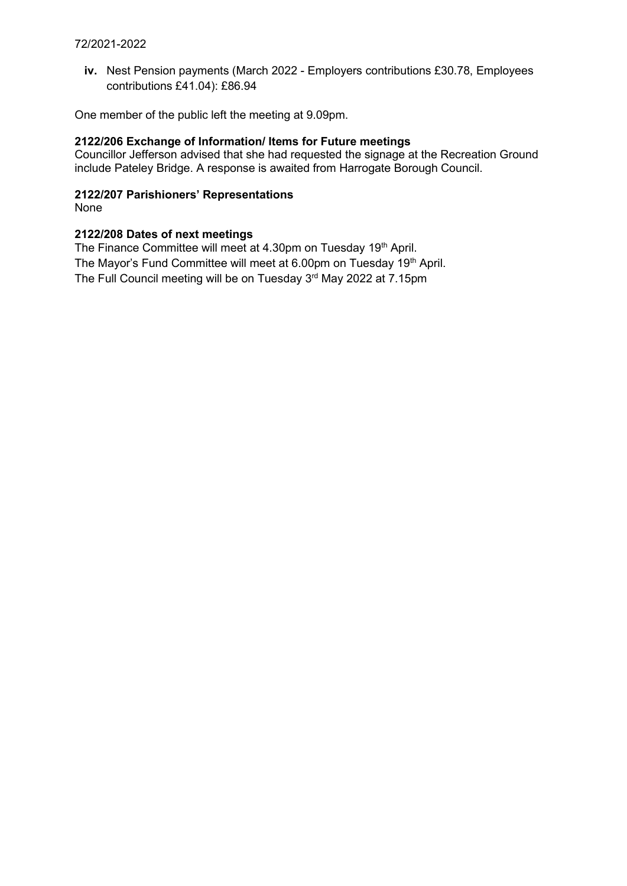**iv.** Nest Pension payments (March 2022 - Employers contributions £30.78, Employees contributions £41.04): £86.94

One member of the public left the meeting at 9.09pm.

**2122/206 Exchange of Information/ Items for Future meetings**

Councillor Jefferson advised that she had requested the signage at the Recreation Ground include Pateley Bridge. A response is awaited from Harrogate Borough Council.

**2122/207 Parishioners' Representations**

None

**2122/208 Dates of next meetings**

The Finance Committee will meet at 4.30pm on Tuesday 19th April.
The Mayor's Fund Committee will meet at 6.00pm on Tuesday 19th April.
The Full Council meeting will be on Tuesday 3rd May 2022 at 7.15pm